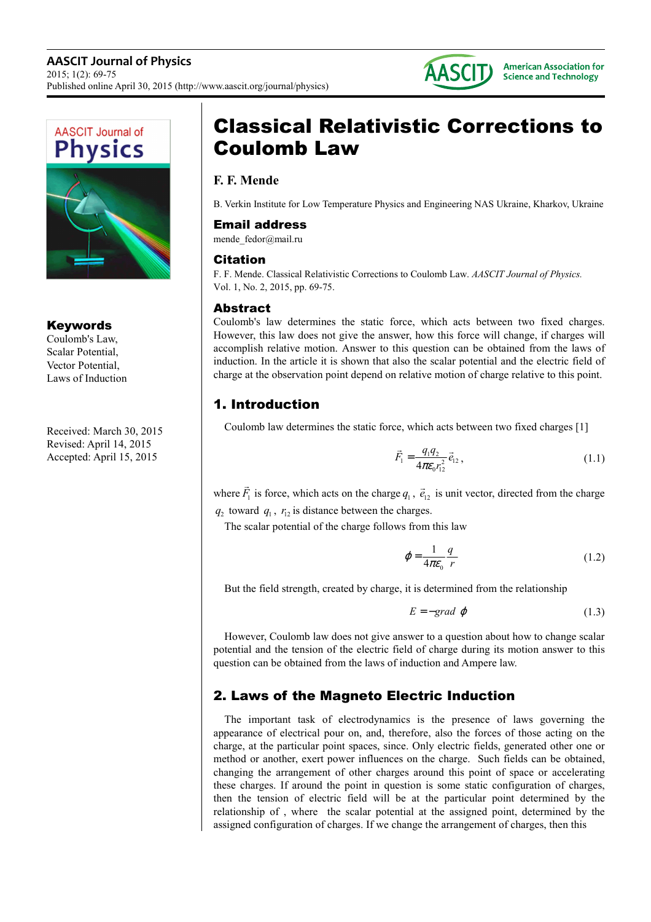# Classical Relativistic Corrections to Coulomb Law

**F. F. Mende**

B. Verkin Institute for Low Temperature Physics and Engineering NAS Ukraine, Kharkov, Ukraine

## Email address

mende_fedor@mail.ru

## Citation

F. F. Mende. Classical Relativistic Corrections to Coulomb Law. *AASCIT Journal of Physics.* Vol. 1, No. 2, 2015, pp. 69-75.

## Abstract

Coulomb's law determines the static force, which acts between two fixed charges. However, this law does not give the answer, how this force will change, if charges will accomplish relative motion. Answer to this question can be obtained from the laws of induction. In the article it is shown that also the scalar potential and the electric field of charge at the observation point depend on relative motion of charge relative to this point.

## Keywords

Coulomb's Law,
Scalar Potential,
Vector Potential,
Laws of Induction

Received: March 30, 2015
Revised: April 14, 2015
Accepted: April 15, 2015

## 1. Introduction

Coulomb law determines the static force, which acts between two fixed charges [1]

$$\vec{F}_1 = \frac{q_1 q_2}{4\pi\varepsilon_0 r_{12}^2}\vec{e}_{12}, \tag{1.1}$$

where $\vec{F}_1$ is force, which acts on the charge $q_1$, $\vec{e}_{12}$ is unit vector, directed from the charge $q_2$ toward $q_1$, $r_{12}$ is distance between the charges.

The scalar potential of the charge follows from this law

$$\varphi = \frac{1}{4\pi\varepsilon_0}\frac{q}{r} \tag{1.2}$$

But the field strength, created by charge, it is determined from the relationship

$$E = -grad\ \varphi \tag{1.3}$$

However, Coulomb law does not give answer to a question about how to change scalar potential and the tension of the electric field of charge during its motion answer to this question can be obtained from the laws of induction and Ampere law.

## 2. Laws of the Magneto Electric Induction

The important task of electrodynamics is the presence of laws governing the appearance of electrical pour on, and, therefore, also the forces of those acting on the charge, at the particular point spaces, since. Only electric fields, generated other one or method or another, exert power influences on the charge. Such fields can be obtained, changing the arrangement of other charges around this point of space or accelerating these charges. If around the point in question is some static configuration of charges, then the tension of electric field will be at the particular point determined by the relationship of , where the scalar potential at the assigned point, determined by the assigned configuration of charges. If we change the arrangement of charges, then this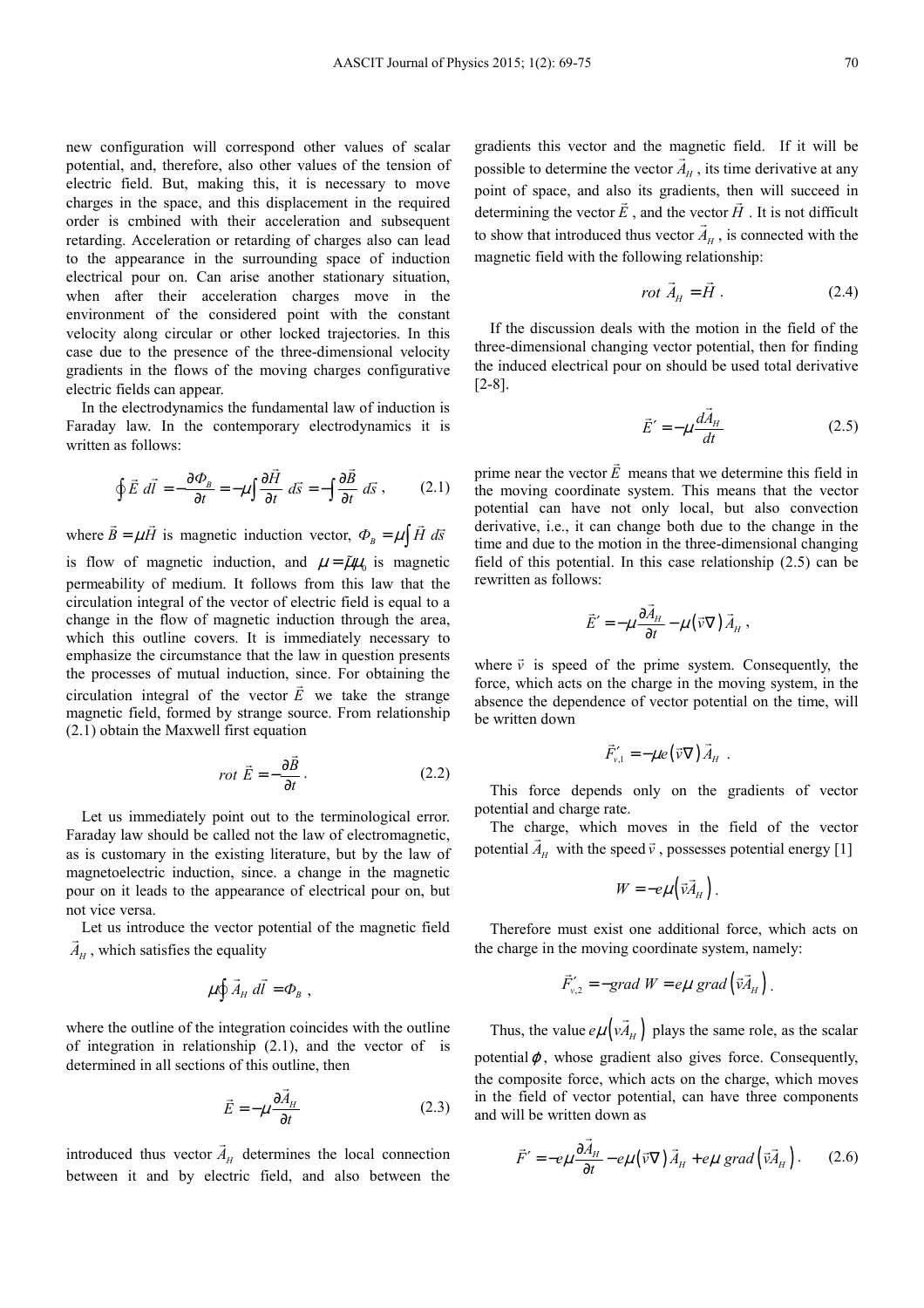new configuration will correspond other values of scalar potential, and, therefore, also other values of the tension of electric field. But, making this, it is necessary to move charges in the space, and this displacement in the required order is cmbined with their acceleration and subsequent retarding. Acceleration or retarding of charges also can lead to the appearance in the surrounding space of induction electrical pour on. Can arise another stationary situation, when after their acceleration charges move in the environment of the considered point with the constant velocity along circular or other locked trajectories. In this case due to the presence of the three-dimensional velocity gradients in the flows of the moving charges configurative electric fields can appear.

In the electrodynamics the fundamental law of induction is Faraday law. In the contemporary electrodynamics it is written as follows:

$$\oint \vec{E}\, d\vec{l} = -\frac{\partial \Phi_B}{\partial t} = -\mu \int \frac{\partial \vec{H}}{\partial t}\, d\vec{s} = -\int \frac{\partial \vec{B}}{\partial t}\, d\vec{s}\,, \qquad (2.1)$$

where $\vec{B} = \mu \vec{H}$ is magnetic induction vector, $\Phi_B = \mu \int \vec{H}\, d\vec{s}$ is flow of magnetic induction, and $\mu = \tilde{\mu}\mu_0$ is magnetic permeability of medium. It follows from this law that the circulation integral of the vector of electric field is equal to a change in the flow of magnetic induction through the area, which this outline covers. It is immediately necessary to emphasize the circumstance that the law in question presents the processes of mutual induction, since. For obtaining the circulation integral of the vector $\vec{E}$ we take the strange magnetic field, formed by strange source. From relationship (2.1) obtain the Maxwell first equation

$$rot\ \vec{E} = -\frac{\partial \vec{B}}{\partial t}\,. \qquad (2.2)$$

Let us immediately point out to the terminological error. Faraday law should be called not the law of electromagnetic, as is customary in the existing literature, but by the law of magnetoelectric induction, since. a change in the magnetic pour on it leads to the appearance of electrical pour on, but not vice versa.

Let us introduce the vector potential of the magnetic field $\vec{A}_H$, which satisfies the equality

$$\mu \oint \vec{A}_H\, d\vec{l} = \Phi_B\,,$$

where the outline of the integration coincides with the outline of integration in relationship (2.1), and the vector of is determined in all sections of this outline, then

$$\vec{E} = -\mu \frac{\partial \vec{A}_H}{\partial t} \qquad (2.3)$$

introduced thus vector $\vec{A}_H$ determines the local connection between it and by electric field, and also between the gradients this vector and the magnetic field. If it will be possible to determine the vector $\vec{A}_H$, its time derivative at any point of space, and also its gradients, then will succeed in determining the vector $\vec{E}$, and the vector $\vec{H}$. It is not difficult to show that introduced thus vector $\vec{A}_H$, is connected with the magnetic field with the following relationship:

$$rot\ \vec{A}_H = \vec{H}\,. \qquad (2.4)$$

If the discussion deals with the motion in the field of the three-dimensional changing vector potential, then for finding the induced electrical pour on should be used total derivative [2-8].

$$\vec{E}' = -\mu \frac{d\vec{A}_H}{dt} \qquad (2.5)$$

prime near the vector $\vec{E}$ means that we determine this field in the moving coordinate system. This means that the vector potential can have not only local, but also convection derivative, i.e., it can change both due to the change in the time and due to the motion in the three-dimensional changing field of this potential. In this case relationship (2.5) can be rewritten as follows:

$$\vec{E}' = -\mu \frac{\partial \vec{A}_H}{\partial t} - \mu \left(\vec{v}\nabla\right)\vec{A}_H\,,$$

where $\vec{v}$ is speed of the prime system. Consequently, the force, which acts on the charge in the moving system, in the absence the dependence of vector potential on the time, will be written down

$$\vec{F}'_{v,1} = -\mu e \left(\vec{v}\nabla\right)\vec{A}_H\,.$$

This force depends only on the gradients of vector potential and charge rate.

The charge, which moves in the field of the vector potential $\vec{A}_H$ with the speed $\vec{v}$, possesses potential energy [1]

$$W = -e\mu\left(\vec{v}\vec{A}_H\right).$$

Therefore must exist one additional force, which acts on the charge in the moving coordinate system, namely:

$$\vec{F}'_{v,2} = -grad\ W = e\mu\ grad\left(\vec{v}\vec{A}_H\right).$$

Thus, the value $e\mu\left(v\vec{A}_H\right)$ plays the same role, as the scalar potential $\varphi$, whose gradient also gives force. Consequently, the composite force, which acts on the charge, which moves in the field of vector potential, can have three components and will be written down as

$$\vec{F}' = -e\mu \frac{\partial \vec{A}_H}{\partial t} - e\mu\left(\vec{v}\nabla\right)\vec{A}_H + e\mu\ grad\left(\vec{v}\vec{A}_H\right). \qquad (2.6)$$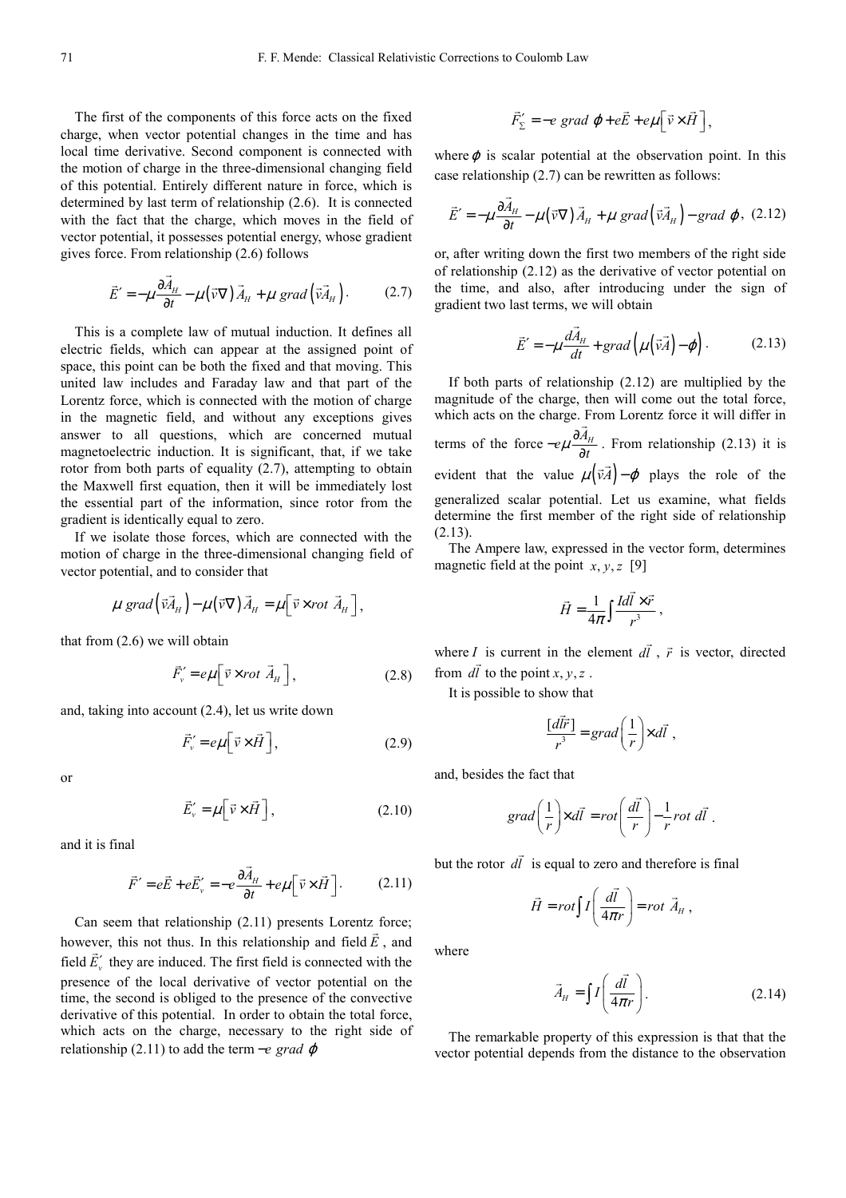The first of the components of this force acts on the fixed charge, when vector potential changes in the time and has local time derivative. Second component is connected with the motion of charge in the three-dimensional changing field of this potential. Entirely different nature in force, which is determined by last term of relationship (2.6). It is connected with the fact that the charge, which moves in the field of vector potential, it possesses potential energy, whose gradient gives force. From relationship (2.6) follows

$$\vec{E}' = -\mu\frac{\partial\vec{A}_H}{\partial t} - \mu\left(\vec{v}\nabla\right)\vec{A}_H + \mu\ grad\left(\vec{v}\vec{A}_H\right). \qquad (2.7)$$

This is a complete law of mutual induction. It defines all electric fields, which can appear at the assigned point of space, this point can be both the fixed and that moving. This united law includes and Faraday law and that part of the Lorentz force, which is connected with the motion of charge in the magnetic field, and without any exceptions gives answer to all questions, which are concerned mutual magnetoelectric induction. It is significant, that, if we take rotor from both parts of equality (2.7), attempting to obtain the Maxwell first equation, then it will be immediately lost the essential part of the information, since rotor from the gradient is identically equal to zero.

If we isolate those forces, which are connected with the motion of charge in the three-dimensional changing field of vector potential, and to consider that

$$\mu\ grad\left(\vec{v}\vec{A}_H\right) - \mu\left(\vec{v}\nabla\right)\vec{A}_H = \mu\left[\vec{v}\times rot\ \vec{A}_H\right],$$

that from (2.6) we will obtain

$$\vec{F}_v' = e\mu\left[\vec{v}\times rot\ \vec{A}_H\right], \qquad (2.8)$$

and, taking into account (2.4), let us write down

$$\vec{F}_v' = e\mu\left[\vec{v}\times\vec{H}\right], \qquad (2.9)$$

or

$$\vec{E}_v' = \mu\left[\vec{v}\times\vec{H}\right], \qquad (2.10)$$

and it is final

$$\vec{F}' = e\vec{E} + e\vec{E}_v' = -e\frac{\partial\vec{A}_H}{\partial t} + e\mu\left[\vec{v}\times\vec{H}\right]. \qquad (2.11)$$

Can seem that relationship (2.11) presents Lorentz force; however, this not thus. In this relationship and field $\vec{E}$, and field $\vec{E}_v'$ they are induced. The first field is connected with the presence of the local derivative of vector potential on the time, the second is obliged to the presence of the convective derivative of this potential. In order to obtain the total force, which acts on the charge, necessary to the right side of relationship (2.11) to add the term $-e\ grad\ \varphi$

$$\vec{F}_\Sigma' = -e\ grad\ \varphi + e\vec{E} + e\mu\left[\vec{v}\times\vec{H}\right],$$

where $\varphi$ is scalar potential at the observation point. In this case relationship (2.7) can be rewritten as follows:

$$\vec{E}' = -\mu\frac{\partial\vec{A}_H}{\partial t} - \mu\left(\vec{v}\nabla\right)\vec{A}_H + \mu\ grad\left(\vec{v}\vec{A}_H\right) - grad\ \varphi, \qquad (2.12)$$

or, after writing down the first two members of the right side of relationship (2.12) as the derivative of vector potential on the time, and also, after introducing under the sign of gradient two last terms, we will obtain

$$\vec{E}' = -\mu\frac{d\vec{A}_H}{dt} + grad\left(\mu\left(\vec{v}\vec{A}\right) - \varphi\right). \qquad (2.13)$$

If both parts of relationship (2.12) are multiplied by the magnitude of the charge, then will come out the total force, which acts on the charge. From Lorentz force it will differ in terms of the force $-e\mu\frac{\partial\vec{A}_H}{\partial t}$. From relationship (2.13) it is evident that the value $\mu\left(\vec{v}\vec{A}\right) - \varphi$ plays the role of the generalized scalar potential. Let us examine, what fields determine the first member of the right side of relationship (2.13).

The Ampere law, expressed in the vector form, determines magnetic field at the point $x, y, z$ [9]

$$\vec{H} = \frac{1}{4\pi}\int\frac{Id\vec{l}\times\vec{r}}{r^3},$$

where $I$ is current in the element $d\vec{l}$, $\vec{r}$ is vector, directed from $d\vec{l}$ to the point $x, y, z$.

It is possible to show that

$$\frac{[d\vec{l}\vec{r}]}{r^3} = grad\left(\frac{1}{r}\right)\times d\vec{l},$$

and, besides the fact that

$$grad\left(\frac{1}{r}\right)\times d\vec{l} = rot\left(\frac{d\vec{l}}{r}\right) - \frac{1}{r}rot\ d\vec{l}.$$

but the rotor $d\vec{l}$ is equal to zero and therefore is final

$$\vec{H} = rot\int I\left(\frac{d\vec{l}}{4\pi r}\right) = rot\ \vec{A}_H,$$

where

$$\vec{A}_H = \int I\left(\frac{d\vec{l}}{4\pi r}\right). \qquad (2.14)$$

The remarkable property of this expression is that that the vector potential depends from the distance to the observation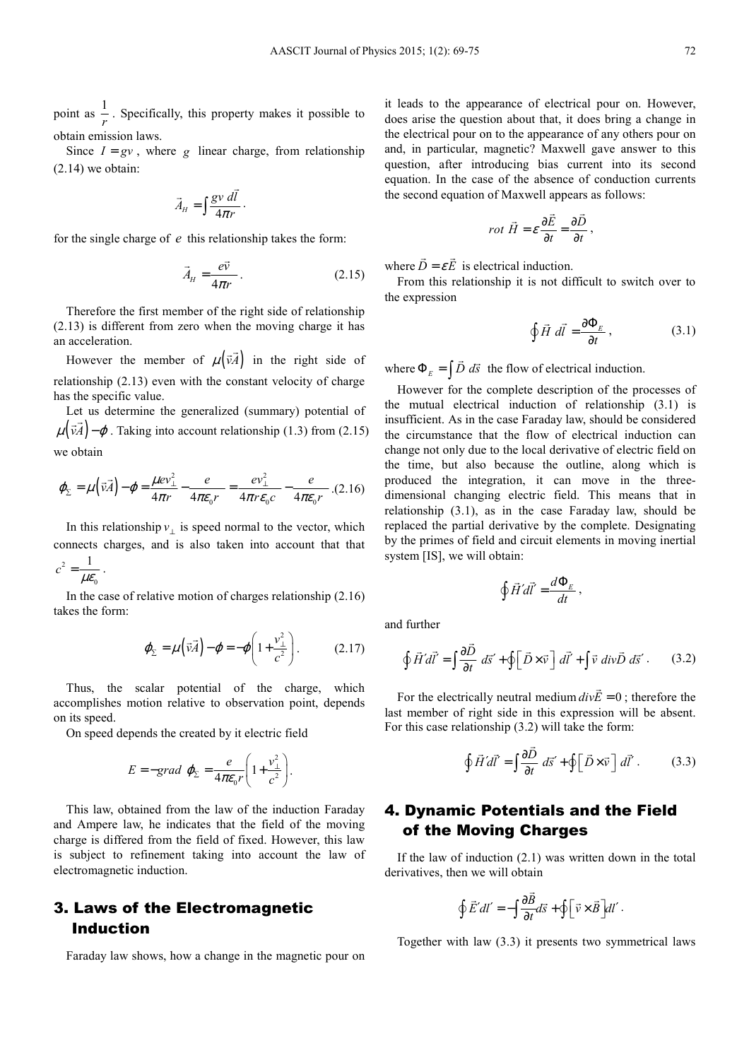point as $\frac{1}{r}$. Specifically, this property makes it possible to obtain emission laws.

Since $I = gv$, where $g$ linear charge, from relationship (2.14) we obtain:

$$\vec{A}_H = \int \frac{gv\, d\vec{l}}{4\pi r}.$$

for the single charge of $e$ this relationship takes the form:

$$\vec{A}_H = \frac{e\vec{v}}{4\pi r}. \tag{2.15}$$

Therefore the first member of the right side of relationship (2.13) is different from zero when the moving charge it has an acceleration.

However the member of $\mu\left(\vec{v}\vec{A}\right)$ in the right side of relationship (2.13) even with the constant velocity of charge has the specific value.

Let us determine the generalized (summary) potential of $\mu\left(\vec{v}\vec{A}\right) - \varphi$. Taking into account relationship (1.3) from (2.15) we obtain

$$\varphi_\Sigma = \mu\left(\vec{v}\vec{A}\right) - \varphi = \frac{\mu e v_\perp^2}{4\pi r} - \frac{e}{4\pi\varepsilon_0 r} = \frac{e v_\perp^2}{4\pi r \varepsilon_0 c} - \frac{e}{4\pi\varepsilon_0 r}. \tag{2.16}$$

In this relationship $v_\perp$ is speed normal to the vector, which connects charges, and is also taken into account that that $c^2 = \frac{1}{\mu\varepsilon_0}$.

In the case of relative motion of charges relationship (2.16) takes the form:

$$\varphi_\Sigma = \mu\left(\vec{v}\vec{A}\right) - \varphi = -\varphi\left(1 + \frac{v_\perp^2}{c^2}\right). \tag{2.17}$$

Thus, the scalar potential of the charge, which accomplishes motion relative to observation point, depends on its speed.

On speed depends the created by it electric field

$$E = -grad\ \varphi_\Sigma = \frac{e}{4\pi\varepsilon_0 r}\left(1 + \frac{v_\perp^2}{c^2}\right).$$

This law, obtained from the law of the induction Faraday and Ampere law, he indicates that the field of the moving charge is differed from the field of fixed. However, this law is subject to refinement taking into account the law of electromagnetic induction.

## 3. Laws of the Electromagnetic Induction

Faraday law shows, how a change in the magnetic pour on it leads to the appearance of electrical pour on. However, does arise the question about that, it does bring a change in the electrical pour on to the appearance of any others pour on and, in particular, magnetic? Maxwell gave answer to this question, after introducing bias current into its second equation. In the case of the absence of conduction currents the second equation of Maxwell appears as follows:

$$rot\ \vec{H} = \varepsilon\frac{\partial \vec{E}}{\partial t} = \frac{\partial \vec{D}}{\partial t},$$

where $\vec{D} = \varepsilon\vec{E}$ is electrical induction.

From this relationship it is not difficult to switch over to the expression

$$\oint \vec{H}\ d\vec{l} = \frac{\partial \Phi_E}{\partial t}, \tag{3.1}$$

where $\Phi_E = \int \vec{D}\ d\vec{s}$ the flow of electrical induction.

However for the complete description of the processes of the mutual electrical induction of relationship (3.1) is insufficient. As in the case Faraday law, should be considered the circumstance that the flow of electrical induction can change not only due to the local derivative of electric field on the time, but also because the outline, along which is produced the integration, it can move in the three-dimensional changing electric field. This means that in relationship (3.1), as in the case Faraday law, should be replaced the partial derivative by the complete. Designating by the primes of field and circuit elements in moving inertial system [IS], we will obtain:

$$\oint \vec{H}'d\vec{l}' = \frac{d\Phi_E}{dt},$$

and further

$$\oint \vec{H}'d\vec{l}' = \int \frac{\partial \vec{D}}{\partial t}\ d\vec{s}' + \oint \left[\vec{D} \times \vec{v}\right]\ d\vec{l}' + \int \vec{v}\ div\vec{D}\ d\vec{s}'. \tag{3.2}$$

For the electrically neutral medium $div\vec{E} = 0$; therefore the last member of right side in this expression will be absent. For this case relationship (3.2) will take the form:

$$\oint \vec{H}'d\vec{l}' = \int \frac{\partial \vec{D}}{\partial t}\ d\vec{s}' + \oint \left[\vec{D} \times \vec{v}\right]\ d\vec{l}'. \tag{3.3}$$

## 4. Dynamic Potentials and the Field of the Moving Charges

If the law of induction (2.1) was written down in the total derivatives, then we will obtain

$$\oint \vec{E}'dl' = -\int \frac{\partial \vec{B}}{\partial t}d\vec{s} + \oint \left[\vec{v} \times \vec{B}\right]dl'.$$

Together with law (3.3) it presents two symmetrical laws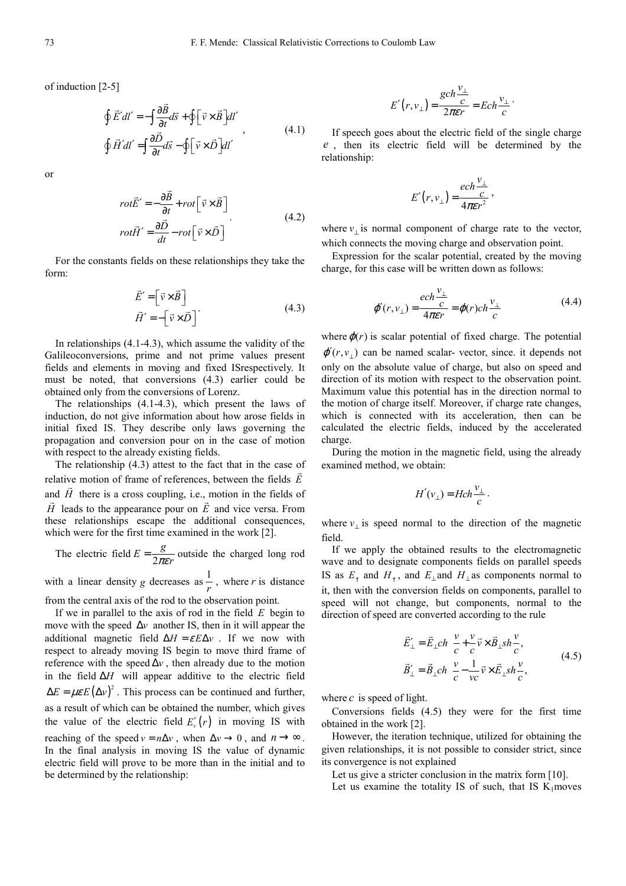of induction [2-5]

$$\oint \vec{E}'dl' = -\int \frac{\partial \vec{B}}{\partial t} d\vec{s} + \oint \left[\vec{v} \times \vec{B}\right] dl'$$
$$\oint \vec{H}'dl' = \int \frac{\partial \vec{D}}{\partial t} d\vec{s} - \oint \left[\vec{v} \times \vec{D}\right] dl' \quad (4.1)$$

or

$$rot\vec{E}' = -\frac{\partial \vec{B}}{\partial t} + rot\left[\vec{v} \times \vec{B}\right]$$
$$rot\vec{H}' = \frac{\partial \vec{D}}{dt} - rot\left[\vec{v} \times \vec{D}\right] \quad (4.2)$$

For the constants fields on these relationships they take the form:

$$\vec{E}' = \left[\vec{v} \times \vec{B}\right]$$
$$\vec{H}' = -\left[\vec{v} \times \vec{D}\right] \quad (4.3)$$

In relationships (4.1-4.3), which assume the validity of the Galileoconversions, prime and not prime values present fields and elements in moving and fixed ISrespectively. It must be noted, that conversions (4.3) earlier could be obtained only from the conversions of Lorenz.

The relationships (4.1-4.3), which present the laws of induction, do not give information about how arose fields in initial fixed IS. They describe only laws governing the propagation and conversion pour on in the case of motion with respect to the already existing fields.

The relationship (4.3) attest to the fact that in the case of relative motion of frame of references, between the fields $\vec{E}$ and $\vec{H}$ there is a cross coupling, i.e., motion in the fields of $\vec{H}$ leads to the appearance pour on $\vec{E}$ and vice versa. From these relationships escape the additional consequences, which were for the first time examined in the work [2].

The electric field $E = \frac{g}{2\pi\varepsilon r}$ outside the charged long rod with a linear density $g$ decreases as $\frac{1}{r}$, where $r$ is distance from the central axis of the rod to the observation point.

If we in parallel to the axis of rod in the field $E$ begin to move with the speed $\Delta v$ another IS, then in it will appear the additional magnetic field $\Delta H = \varepsilon E \Delta v$. If we now with respect to already moving IS begin to move third frame of reference with the speed $\Delta v$, then already due to the motion in the field $\Delta H$ will appear additive to the electric field $\Delta E = \mu\varepsilon E\left(\Delta v\right)^2$. This process can be continued and further, as a result of which can be obtained the number, which gives the value of the electric field $E_v'\left(r\right)$ in moving IS with reaching of the speed $v = n\Delta v$, when $\Delta v \to 0$, and $n \to \infty$. In the final analysis in moving IS the value of dynamic electric field will prove to be more than in the initial and to be determined by the relationship:

$$E'\left(r, v_\perp\right) = \frac{gch\frac{v_\perp}{c}}{2\pi\varepsilon r} = Ech\frac{v_\perp}{c}.$$

If speech goes about the electric field of the single charge $e$, then its electric field will be determined by the relationship:

$$E'\left(r, v_\perp\right) = \frac{ech\frac{v_\perp}{c}}{4\pi\varepsilon r^2},$$

where $v_\perp$ is normal component of charge rate to the vector, which connects the moving charge and observation point.

Expression for the scalar potential, created by the moving charge, for this case will be written down as follows:

$$\varphi'(r, v_\perp) = \frac{ech\frac{v_\perp}{c}}{4\pi\varepsilon r} = \varphi(r)ch\frac{v_\perp}{c} \quad (4.4)$$

where $\varphi(r)$ is scalar potential of fixed charge. The potential $\varphi'(r, v_\perp)$ can be named scalar- vector, since. it depends not only on the absolute value of charge, but also on speed and direction of its motion with respect to the observation point. Maximum value this potential has in the direction normal to the motion of charge itself. Moreover, if charge rate changes, which is connected with its acceleration, then can be calculated the electric fields, induced by the accelerated charge.

During the motion in the magnetic field, using the already examined method, we obtain:

$$H'(v_\perp) = Hch\frac{v_\perp}{c}.$$

where $v_\perp$ is speed normal to the direction of the magnetic field.

If we apply the obtained results to the electromagnetic wave and to designate components fields on parallel speeds IS as $E_\uparrow$ and $H_\uparrow$, and $E_\perp$ and $H_\perp$ as components normal to it, then with the conversion fields on components, parallel to speed will not change, but components, normal to the direction of speed are converted according to the rule

$$\vec{E}_\perp' = \vec{E}_\perp ch\frac{v}{c} + \frac{v}{c}\vec{v} \times \vec{B}_\perp sh\frac{v}{c},$$
$$\vec{B}_\perp' = \vec{B}_\perp ch\frac{v}{c} - \frac{1}{vc}\vec{v} \times \vec{E}_\perp sh\frac{v}{c}, \quad (4.5)$$

where $c$ is speed of light.

Conversions fields (4.5) they were for the first time obtained in the work [2].

However, the iteration technique, utilized for obtaining the given relationships, it is not possible to consider strict, since its convergence is not explained

Let us give a stricter conclusion in the matrix form [10].

Let us examine the totality IS of such, that IS $K_1$moves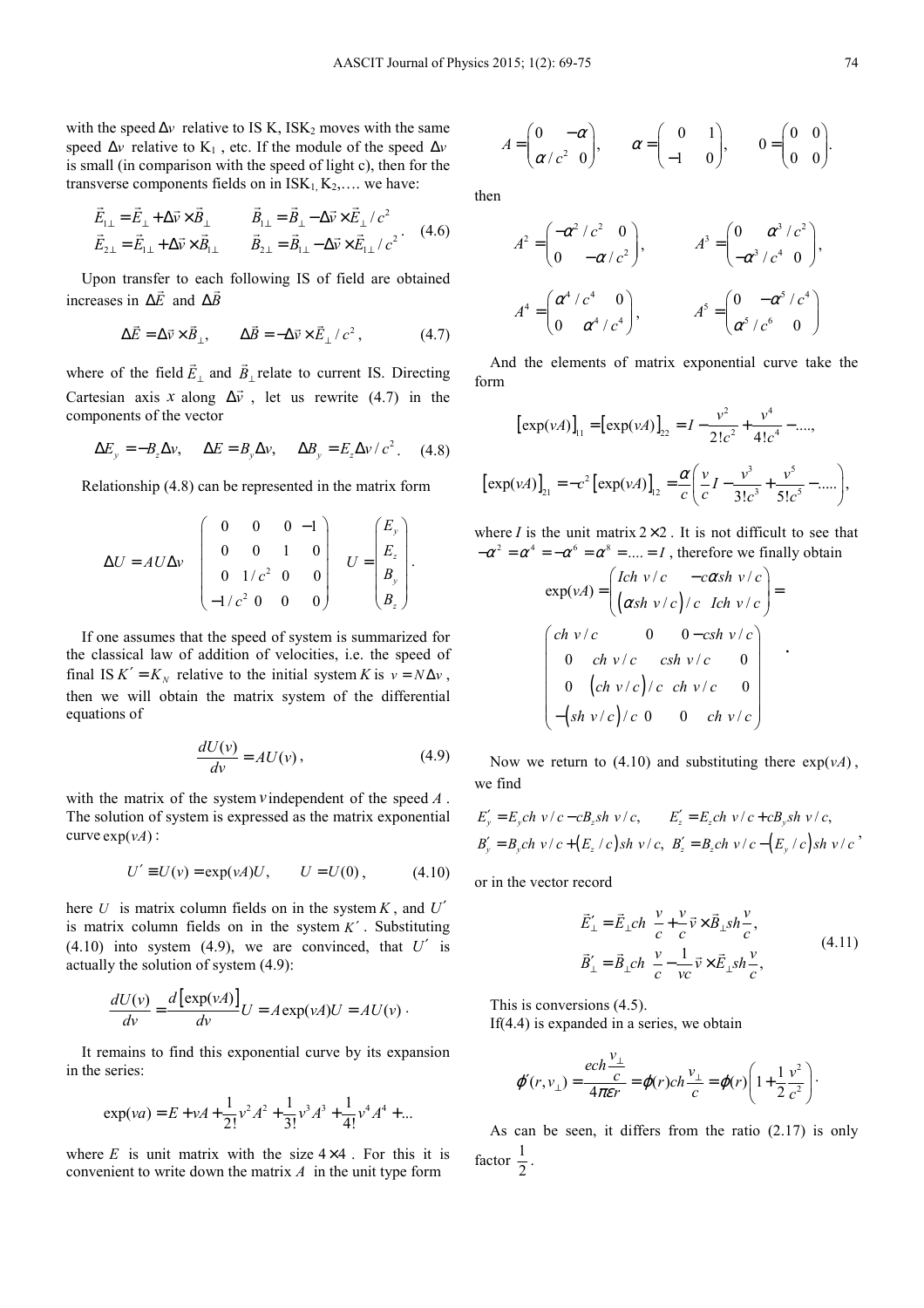with the speed $\Delta v$ relative to IS K, $ISK_2$ moves with the same speed $\Delta v$ relative to $K_1$, etc. If the module of the speed $\Delta v$ is small (in comparison with the speed of light c), then for the transverse components fields on in $ISK_1$, $K_2$,…. we have:

$$\begin{aligned}
\vec{E}_{1\perp} &= \vec{E}_{\perp} + \Delta\vec{v}\times\vec{B}_{\perp} \qquad & \vec{B}_{1\perp} &= \vec{B}_{\perp} - \Delta\vec{v}\times\vec{E}_{\perp}/c^2 \\
\vec{E}_{2\perp} &= \vec{E}_{1\perp} + \Delta\vec{v}\times\vec{B}_{1\perp} \qquad & \vec{B}_{2\perp} &= \vec{B}_{1\perp} - \Delta\vec{v}\times\vec{E}_{1\perp}/c^2
\end{aligned} \tag{4.6}$$

Upon transfer to each following IS of field are obtained increases in $\Delta\vec{E}$ and $\Delta\vec{B}$

$$\Delta\vec{E} = \Delta\vec{v}\times\vec{B}_{\perp}, \qquad \Delta\vec{B} = -\Delta\vec{v}\times\vec{E}_{\perp}/c^2, \tag{4.7}$$

where of the field $\vec{E}_{\perp}$ and $\vec{B}_{\perp}$ relate to current IS. Directing Cartesian axis $x$ along $\Delta\vec{v}$, let us rewrite (4.7) in the components of the vector

$$\Delta E_y = -B_z\Delta v, \quad \Delta E = B_y\Delta v, \quad \Delta B_y = E_z\Delta v/c^2. \tag{4.8}$$

Relationship (4.8) can be represented in the matrix form

$$\Delta U = AU\Delta v \quad \begin{pmatrix} 0 & 0 & 0 & -1 \\ 0 & 0 & 1 & 0 \\ 0 & 1/c^2 & 0 & 0 \\ -1/c^2 & 0 & 0 & 0 \end{pmatrix} \quad U = \begin{pmatrix} E_y \\ E_z \\ B_y \\ B_z \end{pmatrix}.$$

If one assumes that the speed of system is summarized for the classical law of addition of velocities, i.e. the speed of final IS $K' = K_N$ relative to the initial system $K$ is $v = N\Delta v$, then we will obtain the matrix system of the differential equations of

$$\frac{dU(v)}{dv} = AU(v), \tag{4.9}$$

with the matrix of the system $v$ independent of the speed $A$. The solution of system is expressed as the matrix exponential curve $\exp(vA)$:

$$U' \equiv U(v) = \exp(vA)U, \qquad U = U(0), \tag{4.10}$$

here $U$ is matrix column fields on in the system $K$, and $U'$ is matrix column fields on in the system $K'$. Substituting (4.10) into system (4.9), we are convinced, that $U'$ is actually the solution of system (4.9):

$$\frac{dU(v)}{dv} = \frac{d\left[\exp(vA)\right]}{dv}U = A\exp(vA)U = AU(v)\,.$$

It remains to find this exponential curve by its expansion in the series:

$$\exp(va) = E + vA + \frac{1}{2!}v^2A^2 + \frac{1}{3!}v^3A^3 + \frac{1}{4!}v^4A^4 + ...$$

where $E$ is unit matrix with the size $4\times 4$. For this it is convenient to write down the matrix $A$ in the unit type form

$$A = \begin{pmatrix} 0 & -\alpha \\ \alpha/c^2 & 0 \end{pmatrix}, \qquad \alpha = \begin{pmatrix} 0 & 1 \\ -1 & 0 \end{pmatrix}, \qquad 0 = \begin{pmatrix} 0 & 0 \\ 0 & 0 \end{pmatrix}.$$

then

$$A^2 = \begin{pmatrix} -\alpha^2/c^2 & 0 \\ 0 & -\alpha/c^2 \end{pmatrix}, \qquad A^3 = \begin{pmatrix} 0 & \alpha^3/c^2 \\ -\alpha^3/c^4 & 0 \end{pmatrix},$$

$$A^4 = \begin{pmatrix} \alpha^4/c^4 & 0 \\ 0 & \alpha^4/c^4 \end{pmatrix}, \qquad A^5 = \begin{pmatrix} 0 & -\alpha^5/c^4 \\ \alpha^5/c^6 & 0 \end{pmatrix}$$

And the elements of matrix exponential curve take the form

$$\left[\exp(vA)\right]_{11} = \left[\exp(vA)\right]_{22} = I - \frac{v^2}{2!c^2} + \frac{v^4}{4!c^4} - ....,$$

$$\left[\exp(vA)\right]_{21} = -c^2\left[\exp(vA)\right]_{12} = \frac{\alpha}{c}\left(\frac{v}{c}I - \frac{v^3}{3!c^3} + \frac{v^5}{5!c^5} - .....\right),$$

where $I$ is the unit matrix $2\times 2$. It is not difficult to see that $-\alpha^2 = \alpha^4 = -\alpha^6 = \alpha^8 = .... = I$, therefore we finally obtain

$$\exp(vA) = \begin{pmatrix} Ich\; v/c & -c\alpha sh\; v/c \\ \left(\alpha sh\; v/c\right)/c & Ich\; v/c \end{pmatrix} = \begin{pmatrix} ch\; v/c & 0 & 0 & -csh\; v/c \\ 0 & ch\; v/c & csh\; v/c & 0 \\ 0 & \left(ch\; v/c\right)/c & ch\; v/c & 0 \\ -\left(sh\; v/c\right)/c & 0 & 0 & ch\; v/c \end{pmatrix}.$$

Now we return to (4.10) and substituting there $\exp(vA)$, we find

$$\begin{aligned}
E'_y &= E_y ch\; v/c - cB_z sh\; v/c, \qquad & E'_z &= E_z ch\; v/c + cB_y sh\; v/c, \\
B'_y &= B_y ch\; v/c + \left(E_z/c\right)sh\; v/c, \qquad & B'_z &= B_z ch\; v/c - \left(E_y/c\right)sh\; v/c
\end{aligned},$$

or in the vector record

$$\begin{aligned}
\vec{E}'_{\perp} &= \vec{E}_{\perp}ch\;\frac{v}{c} + \frac{v}{c}\vec{v}\times\vec{B}_{\perp}sh\frac{v}{c}, \\
\vec{B}'_{\perp} &= \vec{B}_{\perp}ch\;\frac{v}{c} - \frac{1}{vc}\vec{v}\times\vec{E}_{\perp}sh\frac{v}{c},
\end{aligned} \tag{4.11}$$

This is conversions (4.5).

If(4.4) is expanded in a series, we obtain

$$\varphi'(r, v_{\perp}) = \frac{ech\dfrac{v_{\perp}}{c}}{4\pi\varepsilon r} = \varphi(r)ch\frac{v_{\perp}}{c} = \varphi(r)\left(1 + \frac{1}{2}\frac{v^2}{c^2}\right).$$

As can be seen, it differs from the ratio (2.17) is only factor $\frac{1}{2}$.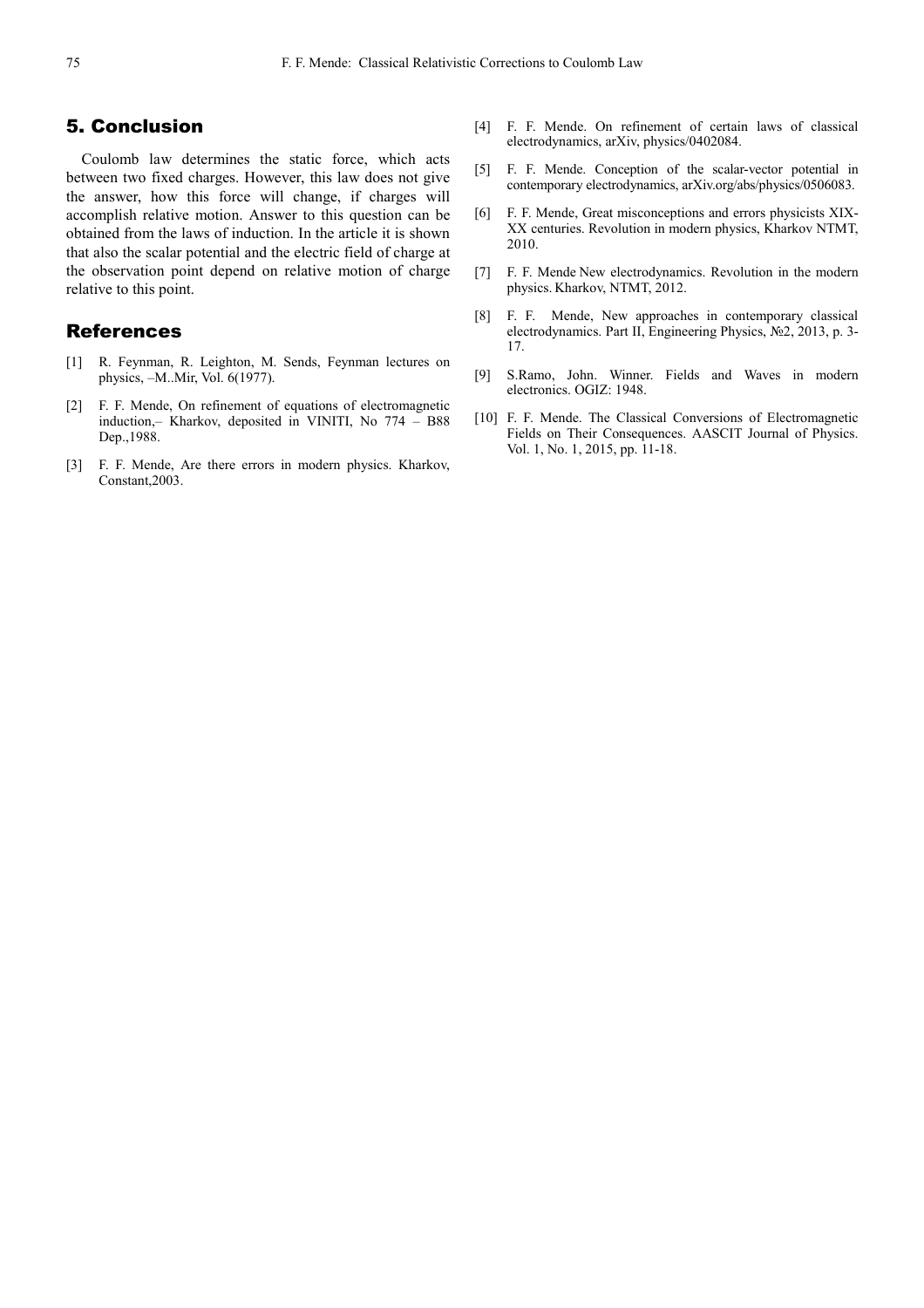## 5. Conclusion

Coulomb law determines the static force, which acts between two fixed charges. However, this law does not give the answer, how this force will change, if charges will accomplish relative motion. Answer to this question can be obtained from the laws of induction. In the article it is shown that also the scalar potential and the electric field of charge at the observation point depend on relative motion of charge relative to this point.

## References

[1] R. Feynman, R. Leighton, M. Sends, Feynman lectures on physics, –M..Mir, Vol. 6(1977).

[2] F. F. Mende, On refinement of equations of electromagnetic induction,– Kharkov, deposited in VINITI, No 774 – B88 Dep.,1988.

[3] F. F. Mende, Are there errors in modern physics. Kharkov, Constant,2003.

[4] F. F. Mende. On refinement of certain laws of classical electrodynamics, arXiv, physics/0402084.

[5] F. F. Mende. Conception of the scalar-vector potential in contemporary electrodynamics, arXiv.org/abs/physics/0506083.

[6] F. F. Mende, Great misconceptions and errors physicists XIX-XX centuries. Revolution in modern physics, Kharkov NTMT, 2010.

[7] F. F. Mende New electrodynamics. Revolution in the modern physics. Kharkov, NTMT, 2012.

[8] F. F. Mende, New approaches in contemporary classical electrodynamics. Part II, Engineering Physics, №2, 2013, p. 3-17.

[9] S.Ramo, John. Winner. Fields and Waves in modern electronics. OGIZ: 1948.

[10] F. F. Mende. The Classical Conversions of Electromagnetic Fields on Their Consequences. AASCIT Journal of Physics. Vol. 1, No. 1, 2015, pp. 11-18.